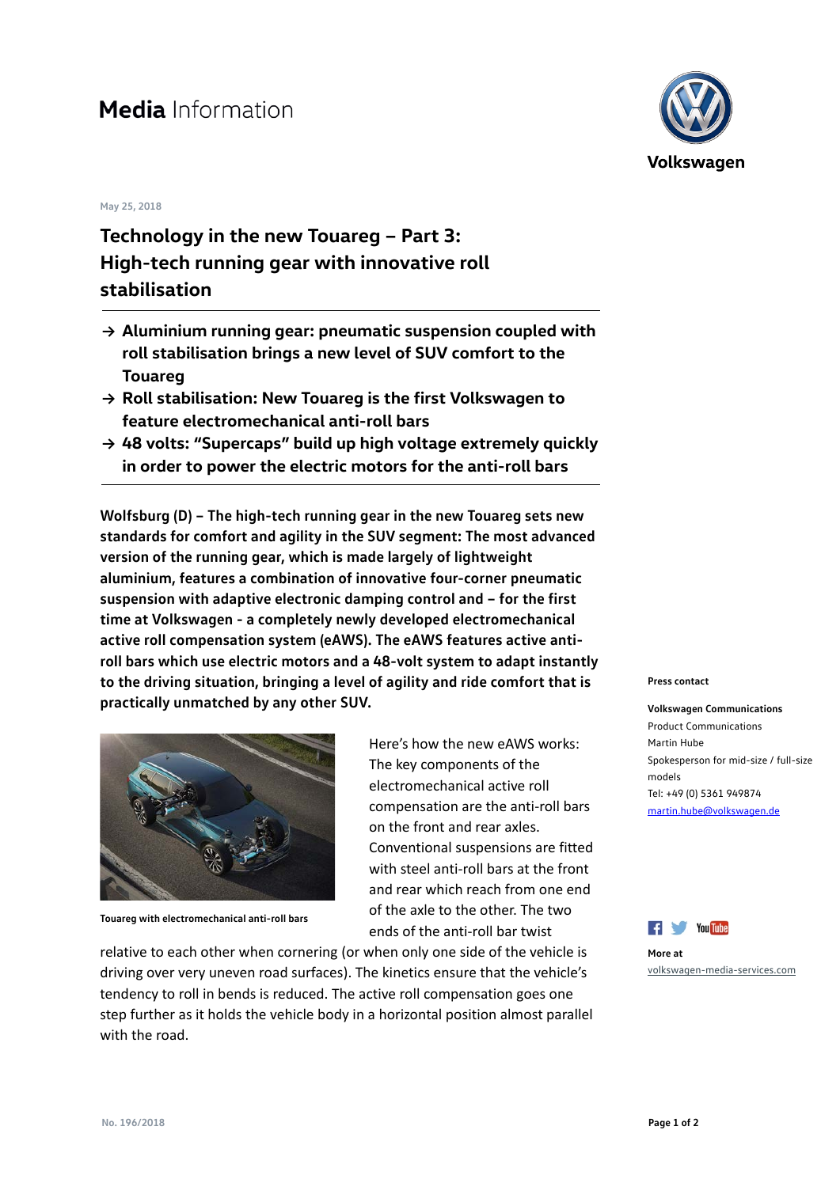# Media Information

May 25, 2018

## Technology in the new Touareg – Part 3: High-tech running gear with innovative roll stabilisation

- → **Aluminium running gear: pneumatic suspension coupled with roll stabilisation brings a new level of SUV comfort to the Touareg**
- → **Roll stabilisation: New Touareg is the first Volkswagen to feature electromechanical anti-roll bars**
- → **48 volts: "Supercaps" build up high voltage extremely quickly in order to power the electric motors for the anti-roll bars**

**Wolfsburg (D) – The high-tech running gear in the new Touareg sets new standards for comfort and agility in the SUV segment: The most advanced version of the running gear, which is made largely of lightweight aluminium, features a combination of innovative four-corner pneumatic suspension with adaptive electronic damping control and – for the first time at Volkswagen - a completely newly developed electromechanical active roll compensation system (eAWS). The eAWS features active anti-roll bars which use electric motors and a 48-volt system to adapt instantly to the driving situation, bringing a level of agility and ride comfort that is practically unmatched by any other SUV.**

**Touareg with electromechanical anti-roll bars**

Here's how the new eAWS works: The key components of the electromechanical active roll compensation are the anti-roll bars on the front and rear axles. Conventional suspensions are fitted with steel anti-roll bars at the front and rear which reach from one end of the axle to the other. The two ends of the anti-roll bar twist relative to each other when cornering (or when only one side of the vehicle is driving over very uneven road surfaces). The kinetics ensure that the vehicle's tendency to roll in bends is reduced. The active roll compensation goes one step further as it holds the vehicle body in a horizontal position almost parallel with the road.

**Press contact**

**Volkswagen Communications**
Product Communications
Martin Hube
Spokesperson for mid-size / full-size models
Tel: +49 (0) 5361 949874
martin.hube@volkswagen.de

**More at**
volkswagen-media-services.com

No. 196/2018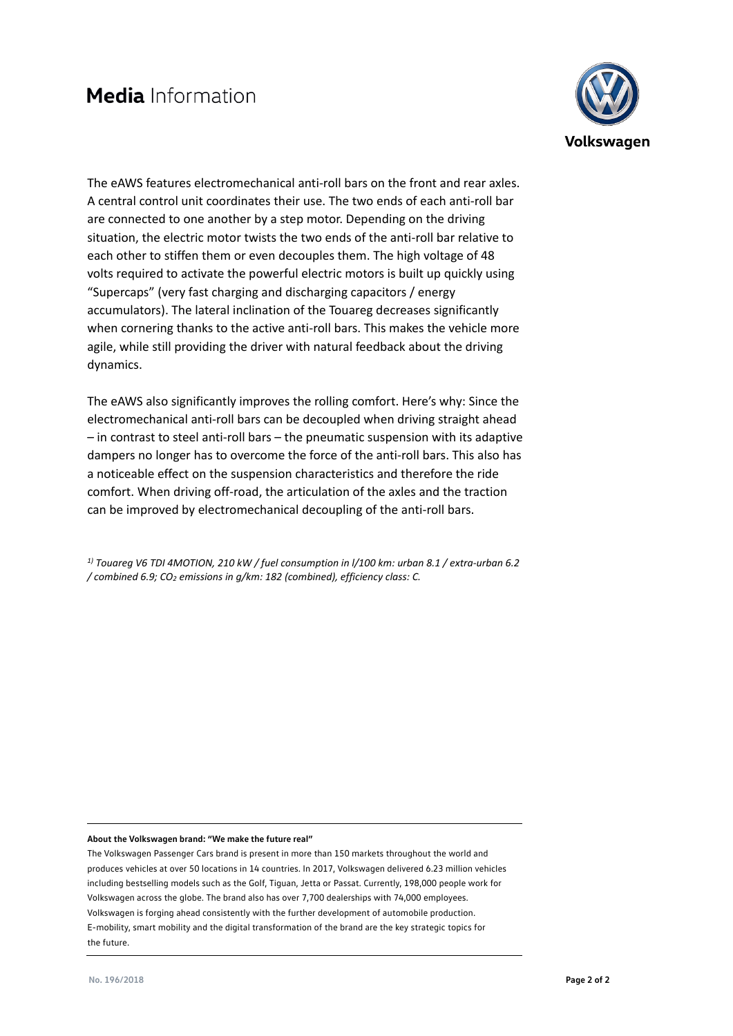The eAWS features electromechanical anti-roll bars on the front and rear axles. A central control unit coordinates their use. The two ends of each anti-roll bar are connected to one another by a step motor. Depending on the driving situation, the electric motor twists the two ends of the anti-roll bar relative to each other to stiffen them or even decouples them. The high voltage of 48 volts required to activate the powerful electric motors is built up quickly using "Supercaps" (very fast charging and discharging capacitors / energy accumulators). The lateral inclination of the Touareg decreases significantly when cornering thanks to the active anti-roll bars. This makes the vehicle more agile, while still providing the driver with natural feedback about the driving dynamics.

The eAWS also significantly improves the rolling comfort. Here's why: Since the electromechanical anti-roll bars can be decoupled when driving straight ahead – in contrast to steel anti-roll bars – the pneumatic suspension with its adaptive dampers no longer has to overcome the force of the anti-roll bars. This also has a noticeable effect on the suspension characteristics and therefore the ride comfort. When driving off-road, the articulation of the axles and the traction can be improved by electromechanical decoupling of the anti-roll bars.

*[1)] Touareg V6 TDI 4MOTION, 210 kW / fuel consumption in l/100 km: urban 8.1 / extra-urban 6.2 / combined 6.9; $CO_2$ emissions in g/km: 182 (combined), efficiency class: C.*

---

**About the Volkswagen brand: "We make the future real"**

The Volkswagen Passenger Cars brand is present in more than 150 markets throughout the world and produces vehicles at over 50 locations in 14 countries. In 2017, Volkswagen delivered 6.23 million vehicles including bestselling models such as the Golf, Tiguan, Jetta or Passat. Currently, 198,000 people work for Volkswagen across the globe. The brand also has over 7,700 dealerships with 74,000 employees. Volkswagen is forging ahead consistently with the further development of automobile production. E-mobility, smart mobility and the digital transformation of the brand are the key strategic topics for the future.